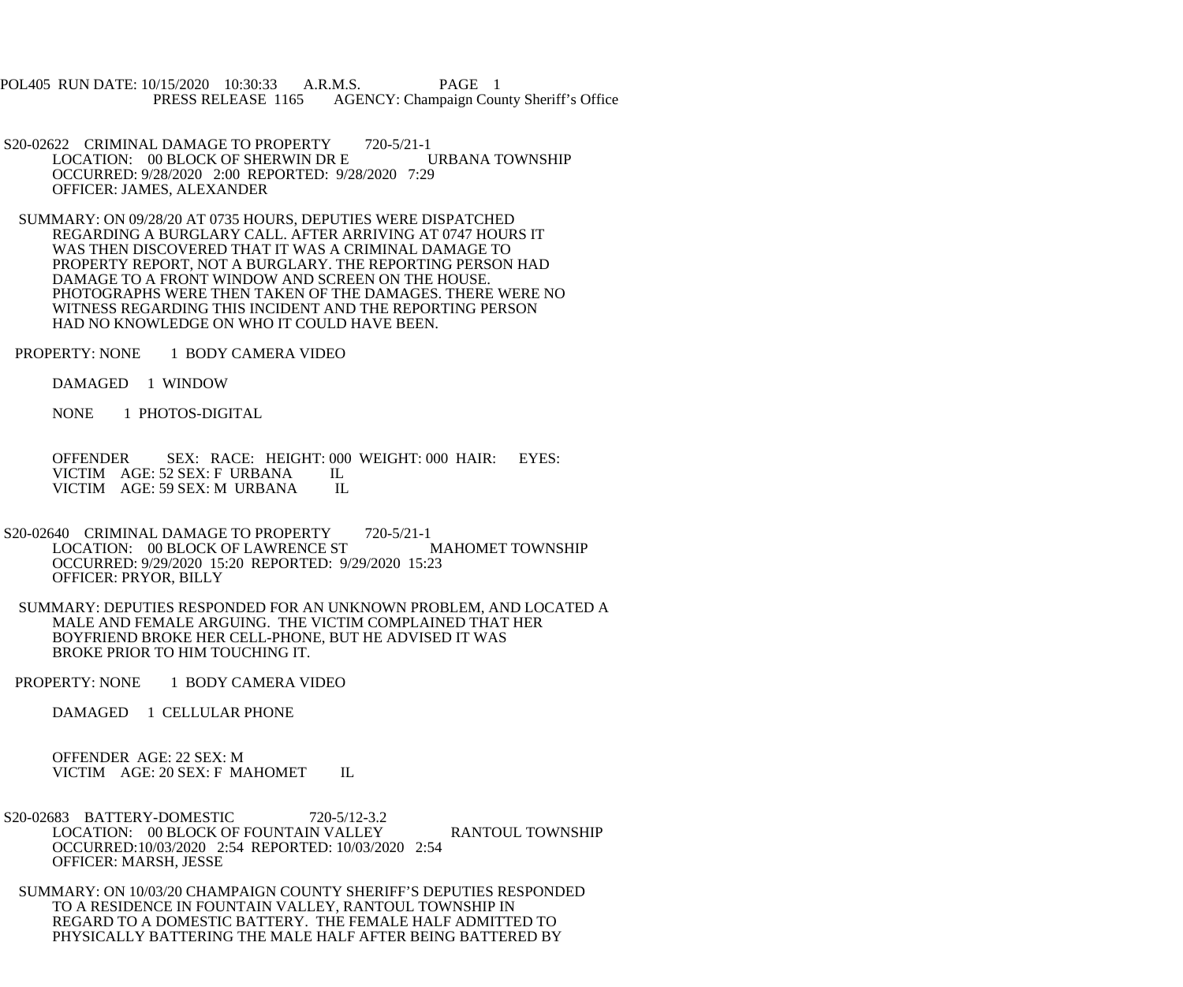POL405 RUN DATE: 10/15/2020 10:30:33 A.R.M.S. PAGE 1
PRESS RELEASE 1165 AGENCY: Champaign County Sheriff's Office

S20-02622 CRIMINAL DAMAGE TO PROPERTY 720-5/21-1
LOCATION: 00 BLOCK OF SHERWIN DR E URBANA TOWNSHIP
OCCURRED: 9/28/2020 2:00 REPORTED: 9/28/2020 7:29
OFFICER: JAMES, ALEXANDER

SUMMARY: ON 09/28/20 AT 0735 HOURS, DEPUTIES WERE DISPATCHED REGARDING A BURGLARY CALL. AFTER ARRIVING AT 0747 HOURS IT WAS THEN DISCOVERED THAT IT WAS A CRIMINAL DAMAGE TO PROPERTY REPORT, NOT A BURGLARY. THE REPORTING PERSON HAD DAMAGE TO A FRONT WINDOW AND SCREEN ON THE HOUSE. PHOTOGRAPHS WERE THEN TAKEN OF THE DAMAGES. THERE WERE NO WITNESS REGARDING THIS INCIDENT AND THE REPORTING PERSON HAD NO KNOWLEDGE ON WHO IT COULD HAVE BEEN.

PROPERTY: NONE 1 BODY CAMERA VIDEO

DAMAGED 1 WINDOW

NONE 1 PHOTOS-DIGITAL

OFFENDER SEX: RACE: HEIGHT: 000 WEIGHT: 000 HAIR: EYES:
VICTIM AGE: 52 SEX: F URBANA IL
VICTIM AGE: 59 SEX: M URBANA IL

S20-02640 CRIMINAL DAMAGE TO PROPERTY 720-5/21-1
LOCATION: 00 BLOCK OF LAWRENCE ST MAHOMET TOWNSHIP
OCCURRED: 9/29/2020 15:20 REPORTED: 9/29/2020 15:23
OFFICER: PRYOR, BILLY

SUMMARY: DEPUTIES RESPONDED FOR AN UNKNOWN PROBLEM, AND LOCATED A MALE AND FEMALE ARGUING. THE VICTIM COMPLAINED THAT HER BOYFRIEND BROKE HER CELL-PHONE, BUT HE ADVISED IT WAS BROKE PRIOR TO HIM TOUCHING IT.

PROPERTY: NONE 1 BODY CAMERA VIDEO

DAMAGED 1 CELLULAR PHONE

OFFENDER AGE: 22 SEX: M
VICTIM AGE: 20 SEX: F MAHOMET IL

S20-02683 BATTERY-DOMESTIC 720-5/12-3.2
LOCATION: 00 BLOCK OF FOUNTAIN VALLEY RANTOUL TOWNSHIP
OCCURRED:10/03/2020 2:54 REPORTED: 10/03/2020 2:54
OFFICER: MARSH, JESSE

SUMMARY: ON 10/03/20 CHAMPAIGN COUNTY SHERIFF'S DEPUTIES RESPONDED TO A RESIDENCE IN FOUNTAIN VALLEY, RANTOUL TOWNSHIP IN REGARD TO A DOMESTIC BATTERY. THE FEMALE HALF ADMITTED TO PHYSICALLY BATTERING THE MALE HALF AFTER BEING BATTERED BY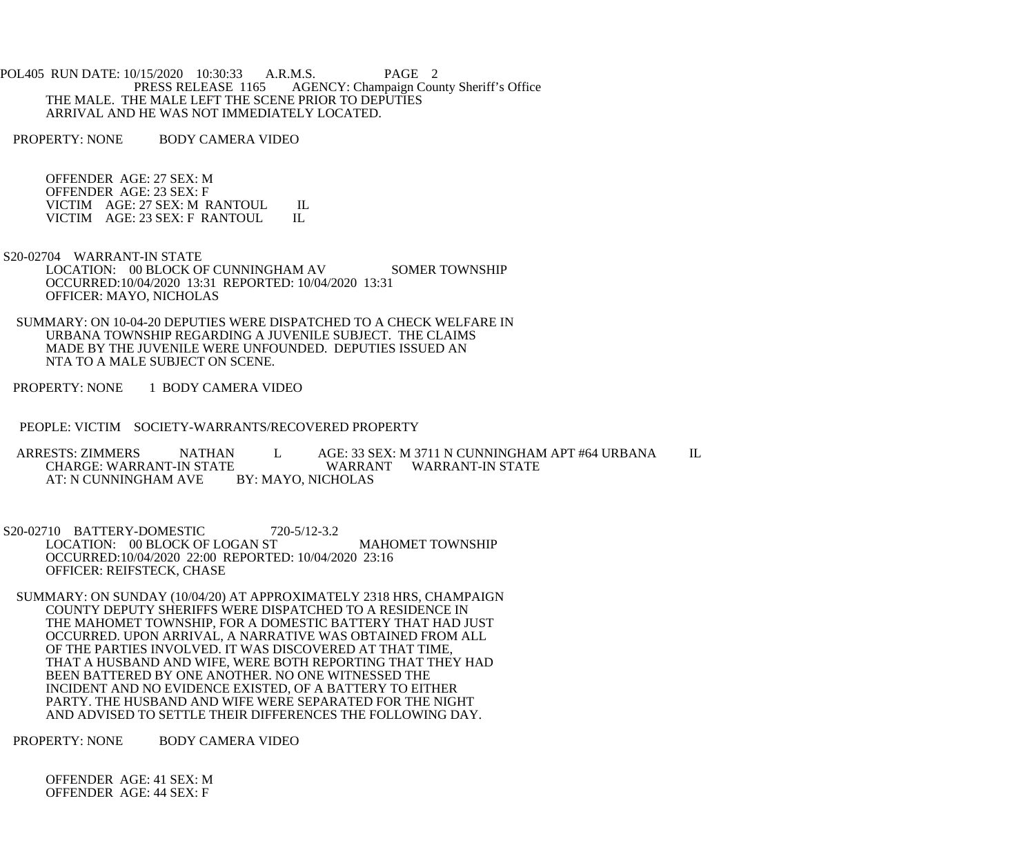THE MALE. THE MALE LEFT THE SCENE PRIOR TO DEPUTIES ARRIVAL AND HE WAS NOT IMMEDIATELY LOCATED.

PROPERTY: NONE BODY CAMERA VIDEO

OFFENDER AGE: 27 SEX: M
OFFENDER AGE: 23 SEX: F
VICTIM AGE: 27 SEX: M RANTOUL IL
VICTIM AGE: 23 SEX: F RANTOUL IL

S20-02704 WARRANT-IN STATE
LOCATION: 00 BLOCK OF CUNNINGHAM AV SOMER TOWNSHIP
OCCURRED:10/04/2020 13:31 REPORTED: 10/04/2020 13:31
OFFICER: MAYO, NICHOLAS

SUMMARY: ON 10-04-20 DEPUTIES WERE DISPATCHED TO A CHECK WELFARE IN URBANA TOWNSHIP REGARDING A JUVENILE SUBJECT. THE CLAIMS MADE BY THE JUVENILE WERE UNFOUNDED. DEPUTIES ISSUED AN NTA TO A MALE SUBJECT ON SCENE.

PROPERTY: NONE 1 BODY CAMERA VIDEO

PEOPLE: VICTIM SOCIETY-WARRANTS/RECOVERED PROPERTY

ARRESTS: ZIMMERS NATHAN L AGE: 33 SEX: M 3711 N CUNNINGHAM APT #64 URBANA IL
CHARGE: WARRANT-IN STATE WARRANT WARRANT-IN STATE
AT: N CUNNINGHAM AVE BY: MAYO, NICHOLAS

S20-02710 BATTERY-DOMESTIC 720-5/12-3.2
LOCATION: 00 BLOCK OF LOGAN ST MAHOMET TOWNSHIP
OCCURRED:10/04/2020 22:00 REPORTED: 10/04/2020 23:16
OFFICER: REIFSTECK, CHASE

SUMMARY: ON SUNDAY (10/04/20) AT APPROXIMATELY 2318 HRS, CHAMPAIGN COUNTY DEPUTY SHERIFFS WERE DISPATCHED TO A RESIDENCE IN THE MAHOMET TOWNSHIP, FOR A DOMESTIC BATTERY THAT HAD JUST OCCURRED. UPON ARRIVAL, A NARRATIVE WAS OBTAINED FROM ALL OF THE PARTIES INVOLVED. IT WAS DISCOVERED AT THAT TIME, THAT A HUSBAND AND WIFE, WERE BOTH REPORTING THAT THEY HAD BEEN BATTERED BY ONE ANOTHER. NO ONE WITNESSED THE INCIDENT AND NO EVIDENCE EXISTED, OF A BATTERY TO EITHER PARTY. THE HUSBAND AND WIFE WERE SEPARATED FOR THE NIGHT AND ADVISED TO SETTLE THEIR DIFFERENCES THE FOLLOWING DAY.

PROPERTY: NONE BODY CAMERA VIDEO

OFFENDER AGE: 41 SEX: M
OFFENDER AGE: 44 SEX: F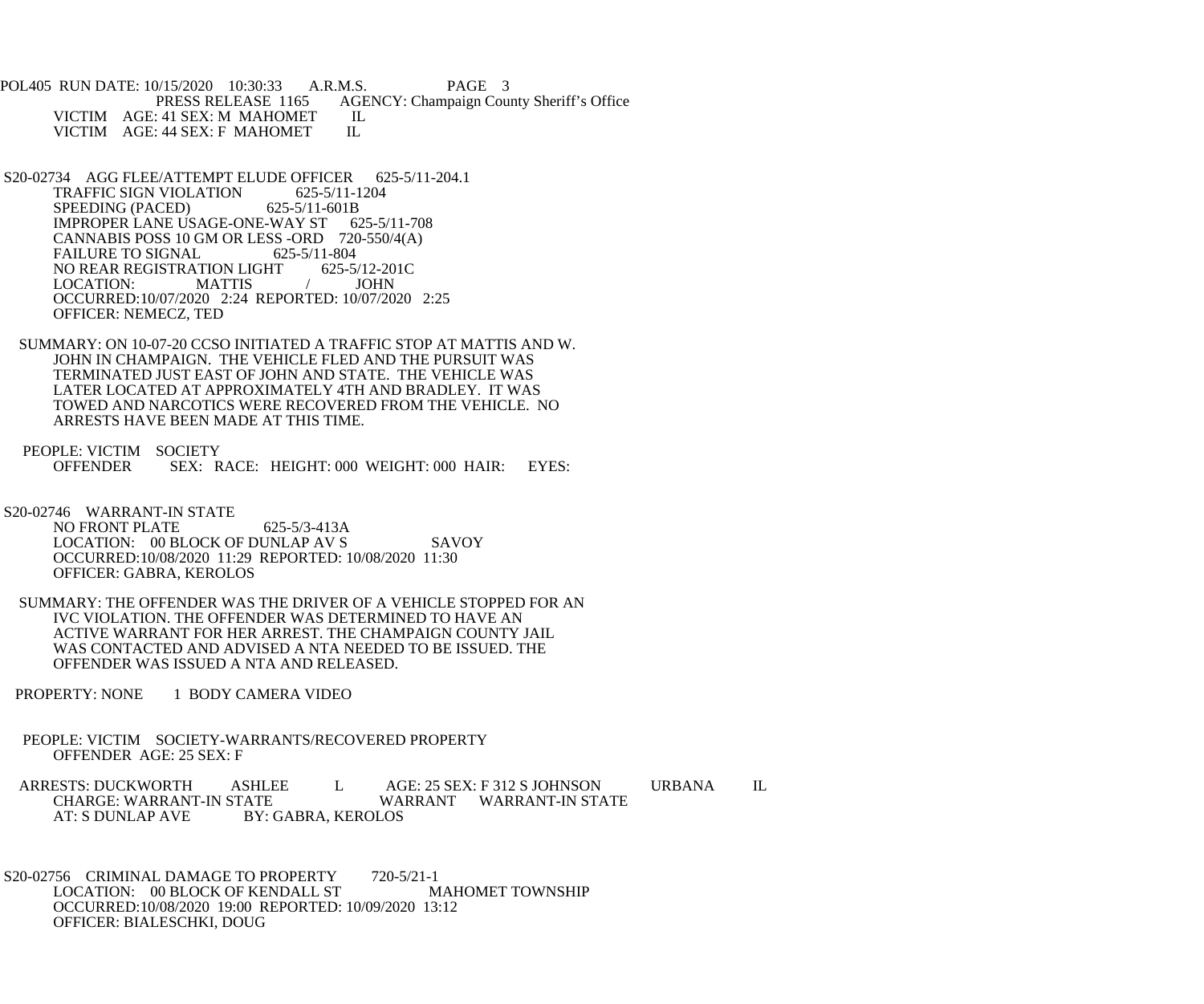VICTIM AGE: 41 SEX: M MAHOMET IL
VICTIM AGE: 44 SEX: F MAHOMET IL

S20-02734 AGG FLEE/ATTEMPT ELUDE OFFICER 625-5/11-204.1
TRAFFIC SIGN VIOLATION 625-5/11-1204
SPEEDING (PACED) 625-5/11-601B
IMPROPER LANE USAGE-ONE-WAY ST 625-5/11-708
CANNABIS POSS 10 GM OR LESS -ORD 720-550/4(A)
FAILURE TO SIGNAL 625-5/11-804
NO REAR REGISTRATION LIGHT 625-5/12-201C
LOCATION: MATTIS / JOHN
OCCURRED:10/07/2020 2:24 REPORTED: 10/07/2020 2:25
OFFICER: NEMECZ, TED

SUMMARY: ON 10-07-20 CCSO INITIATED A TRAFFIC STOP AT MATTIS AND W. JOHN IN CHAMPAIGN. THE VEHICLE FLED AND THE PURSUIT WAS TERMINATED JUST EAST OF JOHN AND STATE. THE VEHICLE WAS LATER LOCATED AT APPROXIMATELY 4TH AND BRADLEY. IT WAS TOWED AND NARCOTICS WERE RECOVERED FROM THE VEHICLE. NO ARRESTS HAVE BEEN MADE AT THIS TIME.

PEOPLE: VICTIM SOCIETY
OFFENDER SEX: RACE: HEIGHT: 000 WEIGHT: 000 HAIR: EYES:

S20-02746 WARRANT-IN STATE
NO FRONT PLATE 625-5/3-413A
LOCATION: 00 BLOCK OF DUNLAP AV S SAVOY
OCCURRED:10/08/2020 11:29 REPORTED: 10/08/2020 11:30
OFFICER: GABRA, KEROLOS

SUMMARY: THE OFFENDER WAS THE DRIVER OF A VEHICLE STOPPED FOR AN IVC VIOLATION. THE OFFENDER WAS DETERMINED TO HAVE AN ACTIVE WARRANT FOR HER ARREST. THE CHAMPAIGN COUNTY JAIL WAS CONTACTED AND ADVISED A NTA NEEDED TO BE ISSUED. THE OFFENDER WAS ISSUED A NTA AND RELEASED.

PROPERTY: NONE 1 BODY CAMERA VIDEO

PEOPLE: VICTIM SOCIETY-WARRANTS/RECOVERED PROPERTY
OFFENDER AGE: 25 SEX: F

ARRESTS: DUCKWORTH ASHLEE L AGE: 25 SEX: F 312 S JOHNSON URBANA IL
CHARGE: WARRANT-IN STATE WARRANT WARRANT-IN STATE
AT: S DUNLAP AVE BY: GABRA, KEROLOS

S20-02756 CRIMINAL DAMAGE TO PROPERTY 720-5/21-1
LOCATION: 00 BLOCK OF KENDALL ST MAHOMET TOWNSHIP
OCCURRED:10/08/2020 19:00 REPORTED: 10/09/2020 13:12
OFFICER: BIALESCHKI, DOUG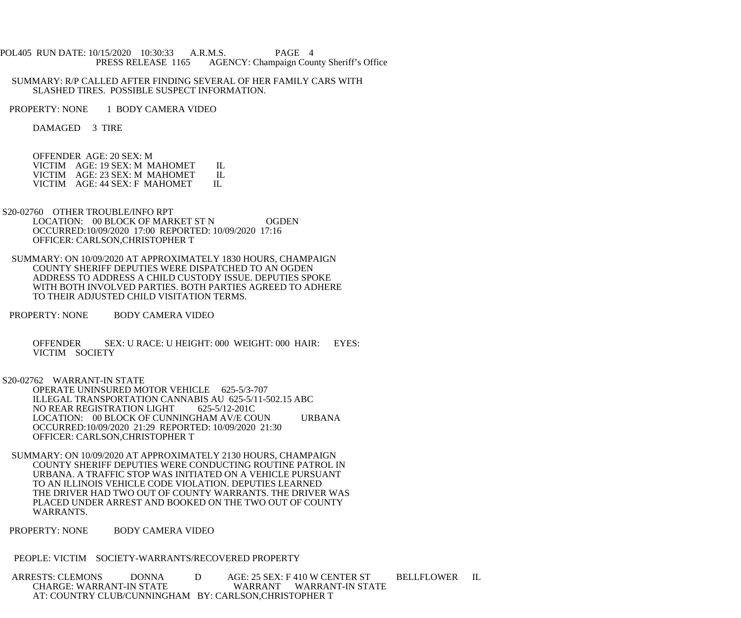SUMMARY: R/P CALLED AFTER FINDING SEVERAL OF HER FAMILY CARS WITH SLASHED TIRES. POSSIBLE SUSPECT INFORMATION.

PROPERTY: NONE 1 BODY CAMERA VIDEO

DAMAGED 3 TIRE

OFFENDER AGE: 20 SEX: M
VICTIM AGE: 19 SEX: M MAHOMET IL
VICTIM AGE: 23 SEX: M MAHOMET IL
VICTIM AGE: 44 SEX: F MAHOMET IL

S20-02760 OTHER TROUBLE/INFO RPT
LOCATION: 00 BLOCK OF MARKET ST N OGDEN
OCCURRED:10/09/2020 17:00 REPORTED: 10/09/2020 17:16
OFFICER: CARLSON,CHRISTOPHER T

SUMMARY: ON 10/09/2020 AT APPROXIMATELY 1830 HOURS, CHAMPAIGN COUNTY SHERIFF DEPUTIES WERE DISPATCHED TO AN OGDEN ADDRESS TO ADDRESS A CHILD CUSTODY ISSUE. DEPUTIES SPOKE WITH BOTH INVOLVED PARTIES. BOTH PARTIES AGREED TO ADHERE TO THEIR ADJUSTED CHILD VISITATION TERMS.

PROPERTY: NONE BODY CAMERA VIDEO

OFFENDER SEX: U RACE: U HEIGHT: 000 WEIGHT: 000 HAIR: EYES:
VICTIM SOCIETY

S20-02762 WARRANT-IN STATE
OPERATE UNINSURED MOTOR VEHICLE 625-5/3-707
ILLEGAL TRANSPORTATION CANNABIS AU 625-5/11-502.15 ABC
NO REAR REGISTRATION LIGHT 625-5/12-201C
LOCATION: 00 BLOCK OF CUNNINGHAM AV/E COUN URBANA
OCCURRED:10/09/2020 21:29 REPORTED: 10/09/2020 21:30
OFFICER: CARLSON,CHRISTOPHER T

SUMMARY: ON 10/09/2020 AT APPROXIMATELY 2130 HOURS, CHAMPAIGN COUNTY SHERIFF DEPUTIES WERE CONDUCTING ROUTINE PATROL IN URBANA. A TRAFFIC STOP WAS INITIATED ON A VEHICLE PURSUANT TO AN ILLINOIS VEHICLE CODE VIOLATION. DEPUTIES LEARNED THE DRIVER HAD TWO OUT OF COUNTY WARRANTS. THE DRIVER WAS PLACED UNDER ARREST AND BOOKED ON THE TWO OUT OF COUNTY WARRANTS.

PROPERTY: NONE BODY CAMERA VIDEO

PEOPLE: VICTIM SOCIETY-WARRANTS/RECOVERED PROPERTY

ARRESTS: CLEMONS DONNA D AGE: 25 SEX: F 410 W CENTER ST BELLFLOWER IL
CHARGE: WARRANT-IN STATE WARRANT WARRANT-IN STATE
AT: COUNTRY CLUB/CUNNINGHAM BY: CARLSON,CHRISTOPHER T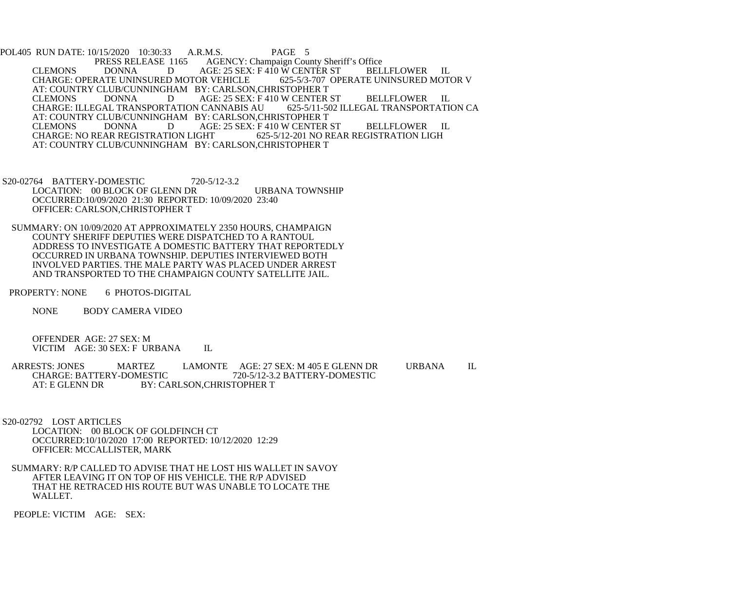CLEMONS DONNA D AGE: 25 SEX: F 410 W CENTER ST BELLFLOWER IL
CHARGE: OPERATE UNINSURED MOTOR VEHICLE 625-5/3-707 OPERATE UNINSURED MOTOR V
AT: COUNTRY CLUB/CUNNINGHAM BY: CARLSON,CHRISTOPHER T
CLEMONS DONNA D AGE: 25 SEX: F 410 W CENTER ST BELLFLOWER IL
CHARGE: ILLEGAL TRANSPORTATION CANNABIS AU 625-5/11-502 ILLEGAL TRANSPORTATION CA
AT: COUNTRY CLUB/CUNNINGHAM BY: CARLSON,CHRISTOPHER T
CLEMONS DONNA D AGE: 25 SEX: F 410 W CENTER ST BELLFLOWER IL
CHARGE: NO REAR REGISTRATION LIGHT 625-5/12-201 NO REAR REGISTRATION LIGH
AT: COUNTRY CLUB/CUNNINGHAM BY: CARLSON,CHRISTOPHER T

S20-02764 BATTERY-DOMESTIC 720-5/12-3.2
LOCATION: 00 BLOCK OF GLENN DR URBANA TOWNSHIP
OCCURRED:10/09/2020 21:30 REPORTED: 10/09/2020 23:40
OFFICER: CARLSON,CHRISTOPHER T

SUMMARY: ON 10/09/2020 AT APPROXIMATELY 2350 HOURS, CHAMPAIGN COUNTY SHERIFF DEPUTIES WERE DISPATCHED TO A RANTOUL ADDRESS TO INVESTIGATE A DOMESTIC BATTERY THAT REPORTEDLY OCCURRED IN URBANA TOWNSHIP. DEPUTIES INTERVIEWED BOTH INVOLVED PARTIES. THE MALE PARTY WAS PLACED UNDER ARREST AND TRANSPORTED TO THE CHAMPAIGN COUNTY SATELLITE JAIL.

PROPERTY: NONE 6 PHOTOS-DIGITAL

NONE BODY CAMERA VIDEO

OFFENDER AGE: 27 SEX: M
VICTIM AGE: 30 SEX: F URBANA IL

ARRESTS: JONES MARTEZ LAMONTE AGE: 27 SEX: M 405 E GLENN DR URBANA IL
CHARGE: BATTERY-DOMESTIC 720-5/12-3.2 BATTERY-DOMESTIC
AT: E GLENN DR BY: CARLSON,CHRISTOPHER T

S20-02792 LOST ARTICLES
LOCATION: 00 BLOCK OF GOLDFINCH CT
OCCURRED:10/10/2020 17:00 REPORTED: 10/12/2020 12:29
OFFICER: MCCALLISTER, MARK

SUMMARY: R/P CALLED TO ADVISE THAT HE LOST HIS WALLET IN SAVOY AFTER LEAVING IT ON TOP OF HIS VEHICLE. THE R/P ADVISED THAT HE RETRACED HIS ROUTE BUT WAS UNABLE TO LOCATE THE WALLET.

PEOPLE: VICTIM AGE: SEX: